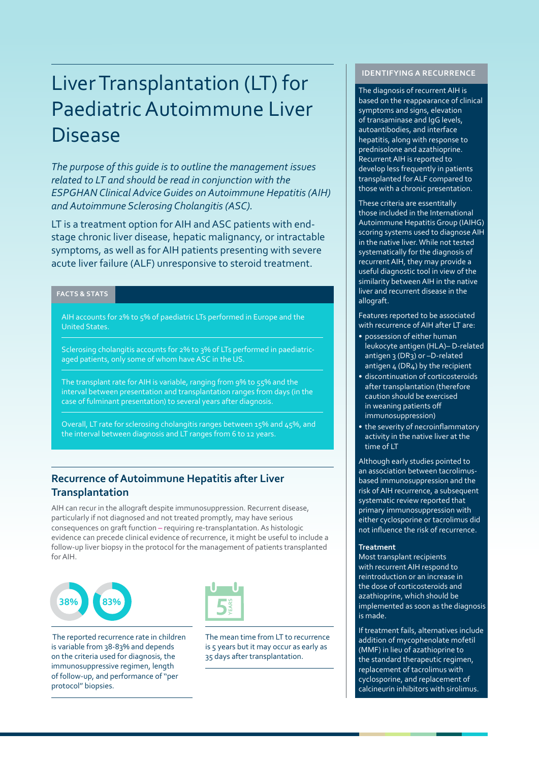# Liver Transplantation (LT) for Paediatric Autoimmune Liver Disease

*The purpose of this guide is to outline the management issues related to LT and should be read in conjunction with the ESPGHAN Clinical Advice Guides on Autoimmune Hepatitis (AIH) and Autoimmune Sclerosing Cholangitis (ASC).*

LT is a treatment option for AIH and ASC patients with end-stage chronic liver disease, hepatic malignancy, or intractable symptoms, as well as for AIH patients presenting with severe acute liver failure (ALF) unresponsive to steroid treatment.

**FACTS & STATS**

AIH accounts for 2% to 5% of paediatric LTs performed in Europe and the United States.

Sclerosing cholangitis accounts for 2% to 3% of LTs performed in paediatric-aged patients, only some of whom have ASC in the US.

The transplant rate for AIH is variable, ranging from 9% to 55% and the interval between presentation and transplantation ranges from days (in the case of fulminant presentation) to several years after diagnosis.

Overall, LT rate for sclerosing cholangitis ranges between 15% and 45%, and the interval between diagnosis and LT ranges from 6 to 12 years.

## Recurrence of Autoimmune Hepatitis after Liver Transplantation

AIH can recur in the allograft despite immunosuppression. Recurrent disease, particularly if not diagnosed and not treated promptly, may have serious consequences on graft function – requiring re-transplantation. As histologic evidence can precede clinical evidence of recurrence, it might be useful to include a follow-up liver biopsy in the protocol for the management of patients transplanted for AIH.

38% 83%

The reported recurrence rate in children is variable from 38-83% and depends on the criteria used for diagnosis, the immunosuppressive regimen, length of follow-up, and performance of "per protocol" biopsies.

5 YEARS

The mean time from LT to recurrence is 5 years but it may occur as early as 35 days after transplantation.

**IDENTIFYING A RECURRENCE**

The diagnosis of recurrent AIH is based on the reappearance of clinical symptoms and signs, elevation of transaminase and IgG levels, autoantibodies, and interface hepatitis, along with response to prednisolone and azathioprine. Recurrent AIH is reported to develop less frequently in patients transplanted for ALF compared to those with a chronic presentation.

These criteria are essentially those included in the International Autoimmune Hepatitis Group (IAIHG) scoring systems used to diagnose AIH in the native liver. While not tested systematically for the diagnosis of recurrent AIH, they may provide a useful diagnostic tool in view of the similarity between AIH in the native liver and recurrent disease in the allograft.

Features reported to be associated with recurrence of AIH after LT are:

- possession of either human leukocyte antigen (HLA)– D-related antigen 3 (DR3) or –D-related antigen 4 (DR4) by the recipient
- discontinuation of corticosteroids after transplantation (therefore caution should be exercised in weaning patients off immunosuppression)
- the severity of necroinflammatory activity in the native liver at the time of LT

Although early studies pointed to an association between tacrolimus-based immunosuppression and the risk of AIH recurrence, a subsequent systematic review reported that primary immunosuppression with either cyclosporine or tacrolimus did not influence the risk of recurrence.

**Treatment**

Most transplant recipients with recurrent AIH respond to reintroduction or an increase in the dose of corticosteroids and azathioprine, which should be implemented as soon as the diagnosis is made.

If treatment fails, alternatives include addition of mycophenolate mofetil (MMF) in lieu of azathioprine to the standard therapeutic regimen, replacement of tacrolimus with cyclosporine, and replacement of calcineurin inhibitors with sirolimus.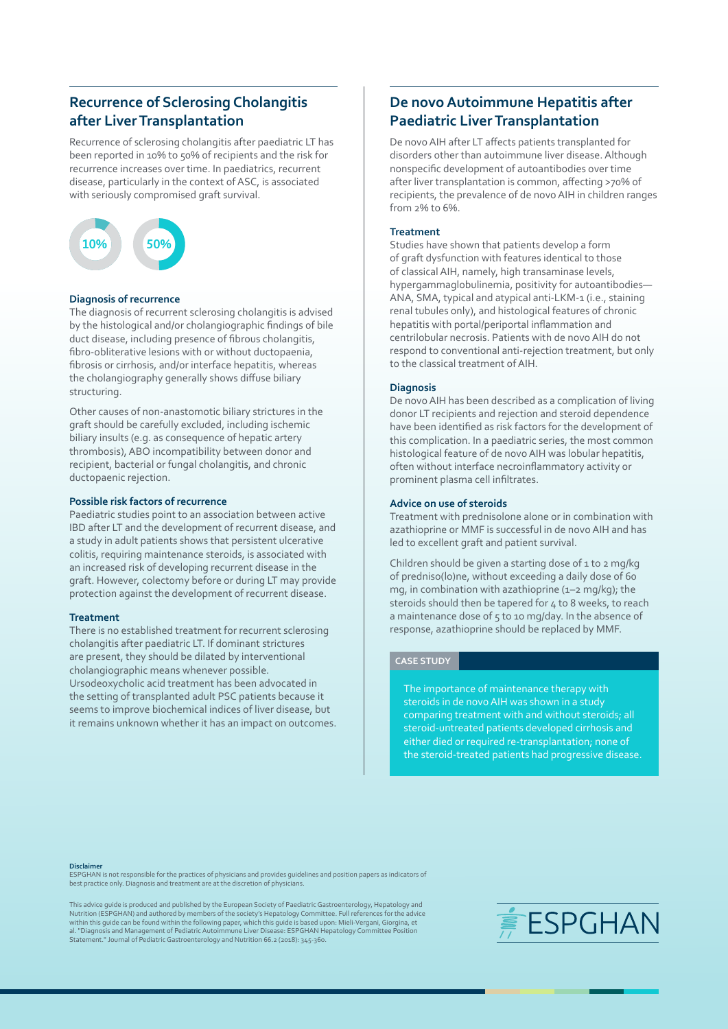## Recurrence of Sclerosing Cholangitis after Liver Transplantation

Recurrence of sclerosing cholangitis after paediatric LT has been reported in 10% to 50% of recipients and the risk for recurrence increases over time. In paediatrics, recurrent disease, particularly in the context of ASC, is associated with seriously compromised graft survival.

10%

50%

### Diagnosis of recurrence

The diagnosis of recurrent sclerosing cholangitis is advised by the histological and/or cholangiographic findings of bile duct disease, including presence of fibrous cholangitis, fibro-obliterative lesions with or without ductopaenia, fibrosis or cirrhosis, and/or interface hepatitis, whereas the cholangiography generally shows diffuse biliary structuring.

Other causes of non-anastomotic biliary strictures in the graft should be carefully excluded, including ischemic biliary insults (e.g. as consequence of hepatic artery thrombosis), ABO incompatibility between donor and recipient, bacterial or fungal cholangitis, and chronic ductopaenic rejection.

### Possible risk factors of recurrence

Paediatric studies point to an association between active IBD after LT and the development of recurrent disease, and a study in adult patients shows that persistent ulcerative colitis, requiring maintenance steroids, is associated with an increased risk of developing recurrent disease in the graft. However, colectomy before or during LT may provide protection against the development of recurrent disease.

### Treatment

There is no established treatment for recurrent sclerosing cholangitis after paediatric LT. If dominant strictures are present, they should be dilated by interventional cholangiographic means whenever possible. Ursodeoxycholic acid treatment has been advocated in the setting of transplanted adult PSC patients because it seems to improve biochemical indices of liver disease, but it remains unknown whether it has an impact on outcomes.

## De novo Autoimmune Hepatitis after Paediatric Liver Transplantation

De novo AIH after LT affects patients transplanted for disorders other than autoimmune liver disease. Although nonspecific development of autoantibodies over time after liver transplantation is common, affecting >70% of recipients, the prevalence of de novo AIH in children ranges from 2% to 6%.

### Treatment

Studies have shown that patients develop a form of graft dysfunction with features identical to those of classical AIH, namely, high transaminase levels, hypergammaglobulinemia, positivity for autoantibodies—ANA, SMA, typical and atypical anti-LKM-1 (i.e., staining renal tubules only), and histological features of chronic hepatitis with portal/periportal inflammation and centrilobular necrosis. Patients with de novo AIH do not respond to conventional anti-rejection treatment, but only to the classical treatment of AIH.

### Diagnosis

De novo AIH has been described as a complication of living donor LT recipients and rejection and steroid dependence have been identified as risk factors for the development of this complication. In a paediatric series, the most common histological feature of de novo AIH was lobular hepatitis, often without interface necroinflammatory activity or prominent plasma cell infiltrates.

### Advice on use of steroids

Treatment with prednisolone alone or in combination with azathioprine or MMF is successful in de novo AIH and has led to excellent graft and patient survival.

Children should be given a starting dose of 1 to 2 mg/kg of predniso(lo)ne, without exceeding a daily dose of 60 mg, in combination with azathioprine (1–2 mg/kg); the steroids should then be tapered for 4 to 8 weeks, to reach a maintenance dose of 5 to 10 mg/day. In the absence of response, azathioprine should be replaced by MMF.

**CASE STUDY**

The importance of maintenance therapy with steroids in de novo AIH was shown in a study comparing treatment with and without steroids; all steroid-untreated patients developed cirrhosis and either died or required re-transplantation; none of the steroid-treated patients had progressive disease.

**Disclaimer**
ESPGHAN is not responsible for the practices of physicians and provides guidelines and position papers as indicators of best practice only. Diagnosis and treatment are at the discretion of physicians.

This advice guide is produced and published by the European Society of Paediatric Gastroenterology, Hepatology and Nutrition (ESPGHAN) and authored by members of the society's Hepatology Committee. Full references for the advice within this guide can be found within the following paper, which this guide is based upon: Mieli-Vergani, Giorgina, et al. "Diagnosis and Management of Pediatric Autoimmune Liver Disease: ESPGHAN Hepatology Committee Position Statement." Journal of Pediatric Gastroenterology and Nutrition 66.2 (2018): 345-360.

ESPGHAN